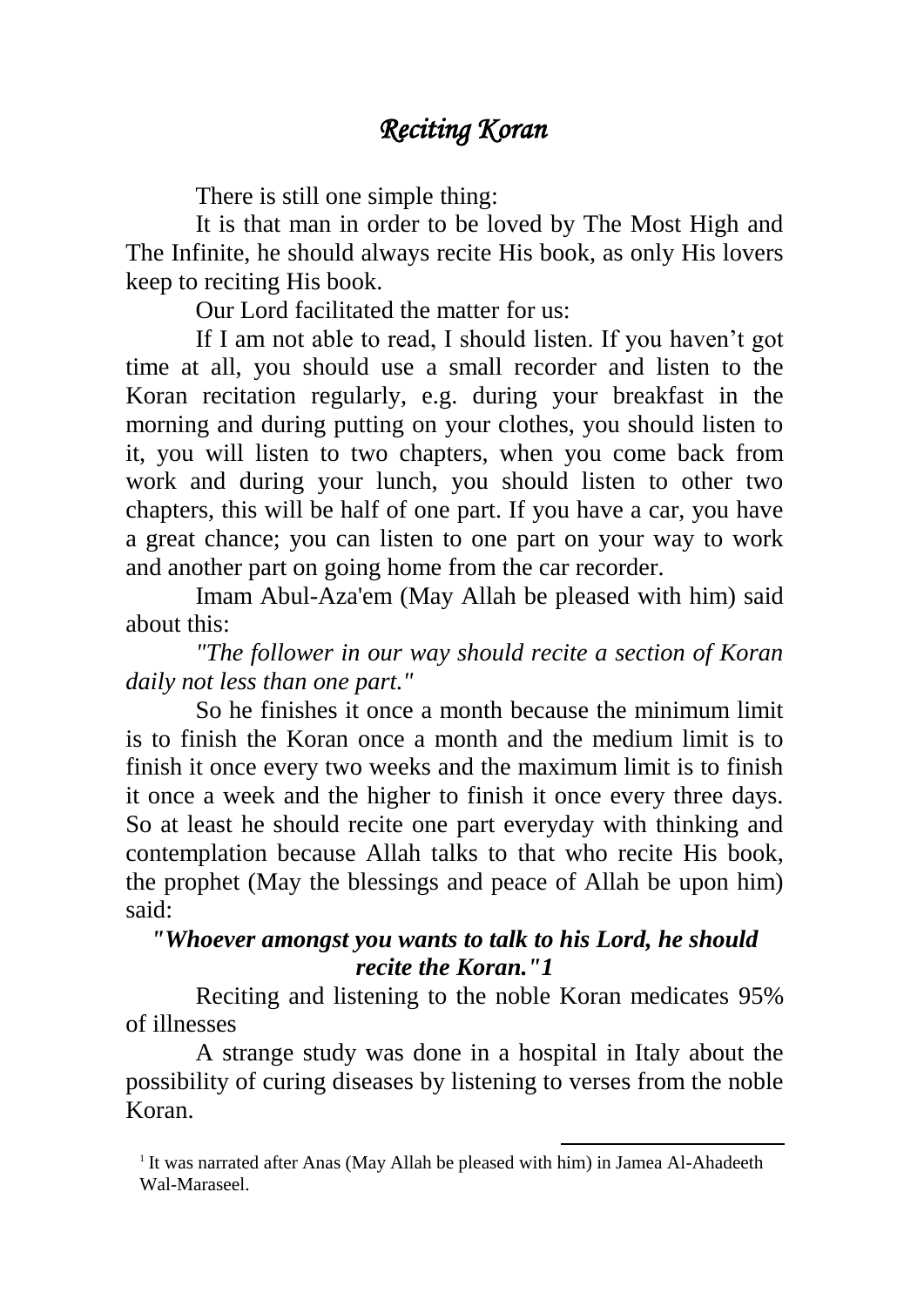# *Reciting Koran*

There is still one simple thing:

It is that man in order to be loved by The Most High and The Infinite, he should always recite His book, as only His lovers keep to reciting His book.

Our Lord facilitated the matter for us:

If I am not able to read, I should listen. If you haven't got time at all, you should use a small recorder and listen to the Koran recitation regularly, e.g. during your breakfast in the morning and during putting on your clothes, you should listen to it, you will listen to two chapters, when you come back from work and during your lunch, you should listen to other two chapters, this will be half of one part. If you have a car, you have a great chance; you can listen to one part on your way to work and another part on going home from the car recorder.

Imam Abul-Aza'em (May Allah be pleased with him) said about this:

*"The follower in our way should recite a section of Koran daily not less than one part."*

So he finishes it once a month because the minimum limit is to finish the Koran once a month and the medium limit is to finish it once every two weeks and the maximum limit is to finish it once a week and the higher to finish it once every three days. So at least he should recite one part everyday with thinking and contemplation because Allah talks to that who recite His book, the prophet (May the blessings and peace of Allah be upon him) said:

***"Whoever amongst you wants to talk to his Lord, he should recite the Koran."[1]***

Reciting and listening to the noble Koran medicates 95% of illnesses

A strange study was done in a hospital in Italy about the possibility of curing diseases by listening to verses from the noble Koran.

[1] It was narrated after Anas (May Allah be pleased with him) in Jamea Al-Ahadeeth Wal-Maraseel.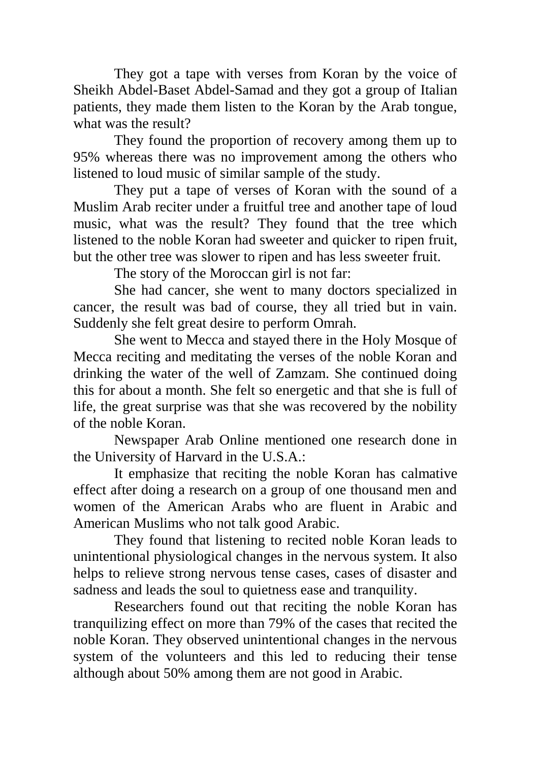They got a tape with verses from Koran by the voice of Sheikh Abdel-Baset Abdel-Samad and they got a group of Italian patients, they made them listen to the Koran by the Arab tongue, what was the result?

They found the proportion of recovery among them up to 95% whereas there was no improvement among the others who listened to loud music of similar sample of the study.

They put a tape of verses of Koran with the sound of a Muslim Arab reciter under a fruitful tree and another tape of loud music, what was the result? They found that the tree which listened to the noble Koran had sweeter and quicker to ripen fruit, but the other tree was slower to ripen and has less sweeter fruit.

The story of the Moroccan girl is not far:

She had cancer, she went to many doctors specialized in cancer, the result was bad of course, they all tried but in vain. Suddenly she felt great desire to perform Omrah.

She went to Mecca and stayed there in the Holy Mosque of Mecca reciting and meditating the verses of the noble Koran and drinking the water of the well of Zamzam. She continued doing this for about a month. She felt so energetic and that she is full of life, the great surprise was that she was recovered by the nobility of the noble Koran.

Newspaper Arab Online mentioned one research done in the University of Harvard in the U.S.A.:

It emphasize that reciting the noble Koran has calmative effect after doing a research on a group of one thousand men and women of the American Arabs who are fluent in Arabic and American Muslims who not talk good Arabic.

They found that listening to recited noble Koran leads to unintentional physiological changes in the nervous system. It also helps to relieve strong nervous tense cases, cases of disaster and sadness and leads the soul to quietness ease and tranquility.

Researchers found out that reciting the noble Koran has tranquilizing effect on more than 79% of the cases that recited the noble Koran. They observed unintentional changes in the nervous system of the volunteers and this led to reducing their tense although about 50% among them are not good in Arabic.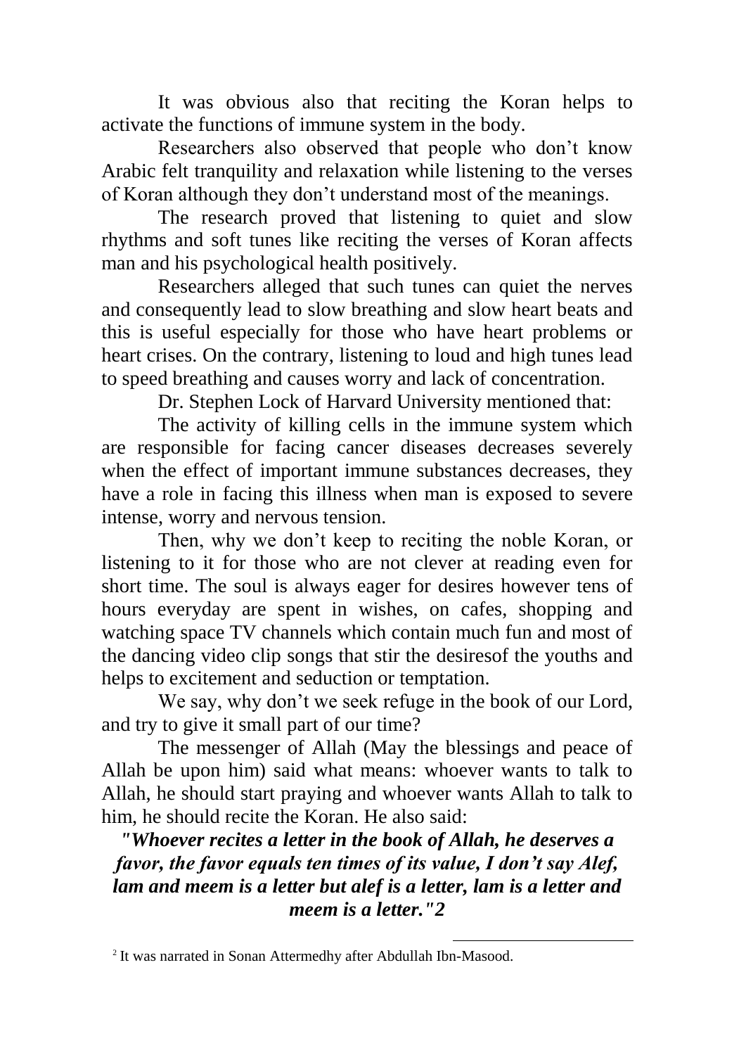It was obvious also that reciting the Koran helps to activate the functions of immune system in the body.

Researchers also observed that people who don't know Arabic felt tranquility and relaxation while listening to the verses of Koran although they don't understand most of the meanings.

The research proved that listening to quiet and slow rhythms and soft tunes like reciting the verses of Koran affects man and his psychological health positively.

Researchers alleged that such tunes can quiet the nerves and consequently lead to slow breathing and slow heart beats and this is useful especially for those who have heart problems or heart crises. On the contrary, listening to loud and high tunes lead to speed breathing and causes worry and lack of concentration.

Dr. Stephen Lock of Harvard University mentioned that:

The activity of killing cells in the immune system which are responsible for facing cancer diseases decreases severely when the effect of important immune substances decreases, they have a role in facing this illness when man is exposed to severe intense, worry and nervous tension.

Then, why we don't keep to reciting the noble Koran, or listening to it for those who are not clever at reading even for short time. The soul is always eager for desires however tens of hours everyday are spent in wishes, on cafes, shopping and watching space TV channels which contain much fun and most of the dancing video clip songs that stir the desiresof the youths and helps to excitement and seduction or temptation.

We say, why don't we seek refuge in the book of our Lord, and try to give it small part of our time?

The messenger of Allah (May the blessings and peace of Allah be upon him) said what means: whoever wants to talk to Allah, he should start praying and whoever wants Allah to talk to him, he should recite the Koran. He also said:

***"Whoever recites a letter in the book of Allah, he deserves a favor, the favor equals ten times of its value, I don't say Alef, lam and meem is a letter but alef is a letter, lam is a letter and meem is a letter."2***

[2] It was narrated in Sonan Attermedhy after Abdullah Ibn-Masood.